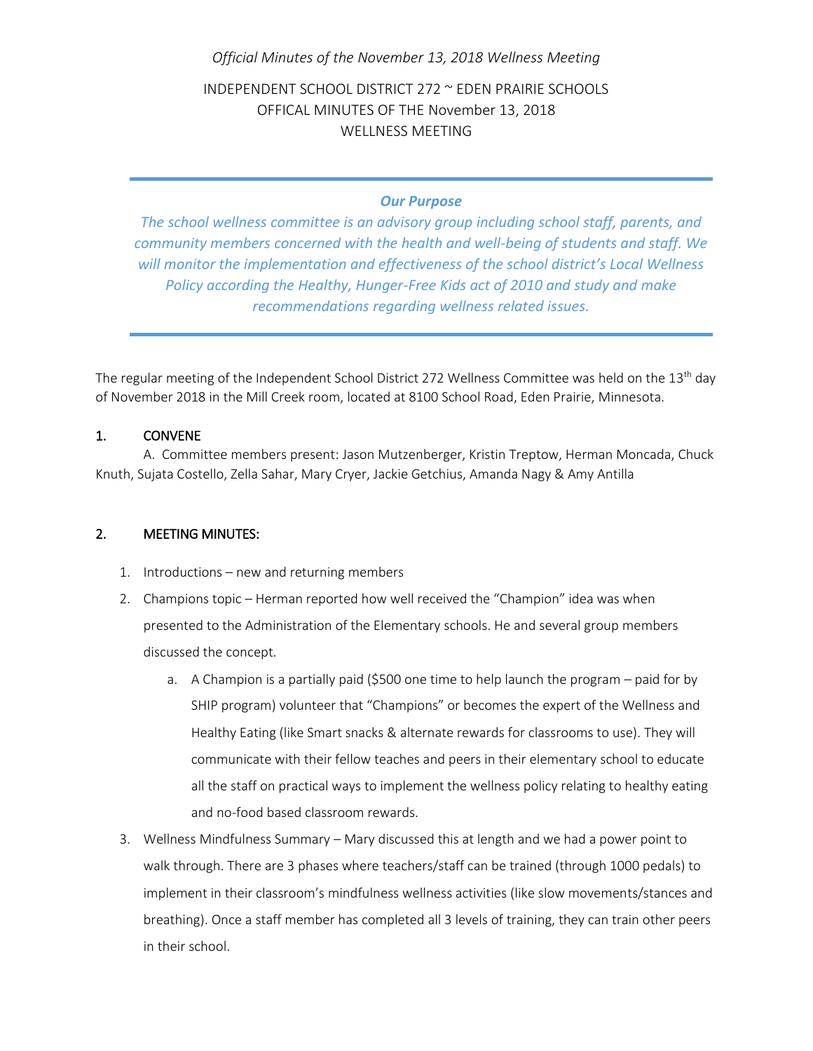*Official Minutes of the November 13, 2018 Wellness Meeting*

INDEPENDENT SCHOOL DISTRICT 272 ~ EDEN PRAIRIE SCHOOLS
OFFICAL MINUTES OF THE November 13, 2018
WELLNESS MEETING

---

***Our Purpose***

*The school wellness committee is an advisory group including school staff, parents, and community members concerned with the health and well-being of students and staff. We will monitor the implementation and effectiveness of the school district's Local Wellness Policy according the Healthy, Hunger-Free Kids act of 2010 and study and make recommendations regarding wellness related issues.*

---

The regular meeting of the Independent School District 272 Wellness Committee was held on the 13th day of November 2018 in the Mill Creek room, located at 8100 School Road, Eden Prairie, Minnesota.

## 1. CONVENE

A. Committee members present: Jason Mutzenberger, Kristin Treptow, Herman Moncada, Chuck Knuth, Sujata Costello, Zella Sahar, Mary Cryer, Jackie Getchius, Amanda Nagy & Amy Antilla

## 2. MEETING MINUTES:

1. Introductions – new and returning members
2. Champions topic – Herman reported how well received the "Champion" idea was when presented to the Administration of the Elementary schools. He and several group members discussed the concept.
   a. A Champion is a partially paid ($500 one time to help launch the program – paid for by SHIP program) volunteer that "Champions" or becomes the expert of the Wellness and Healthy Eating (like Smart snacks & alternate rewards for classrooms to use). They will communicate with their fellow teaches and peers in their elementary school to educate all the staff on practical ways to implement the wellness policy relating to healthy eating and no-food based classroom rewards.
3. Wellness Mindfulness Summary – Mary discussed this at length and we had a power point to walk through. There are 3 phases where teachers/staff can be trained (through 1000 pedals) to implement in their classroom's mindfulness wellness activities (like slow movements/stances and breathing). Once a staff member has completed all 3 levels of training, they can train other peers in their school.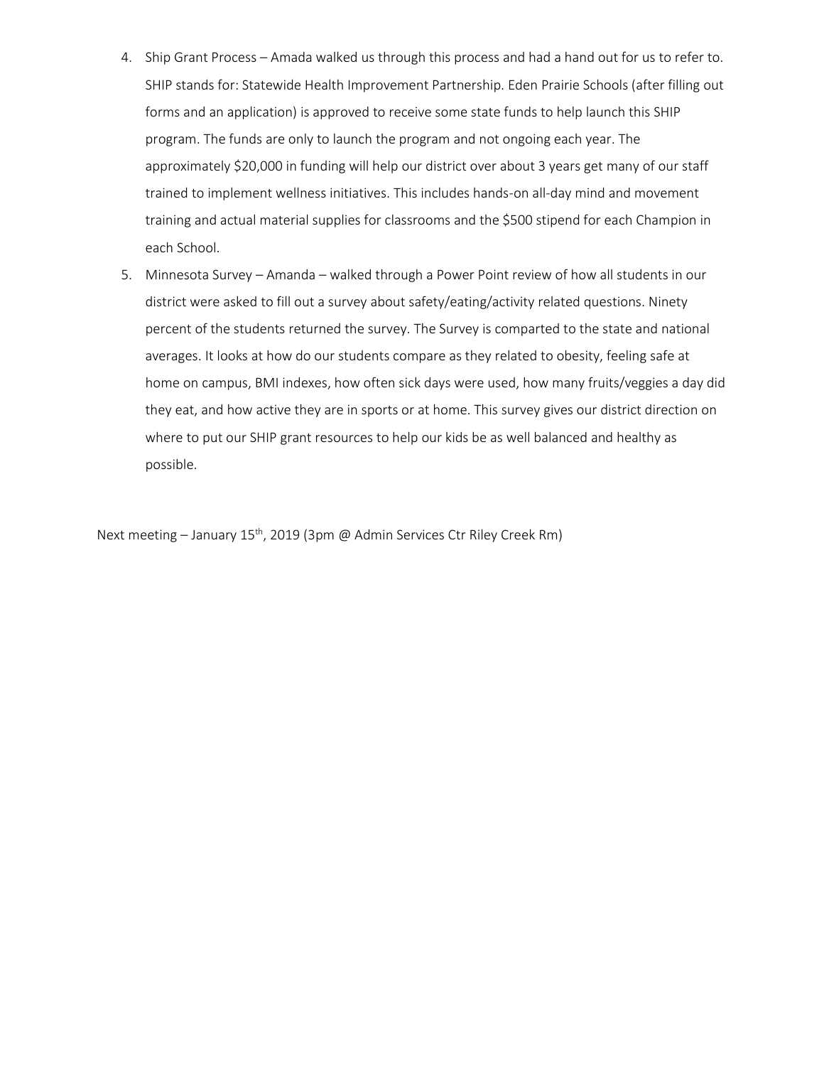4. Ship Grant Process – Amada walked us through this process and had a hand out for us to refer to. SHIP stands for: Statewide Health Improvement Partnership. Eden Prairie Schools (after filling out forms and an application) is approved to receive some state funds to help launch this SHIP program. The funds are only to launch the program and not ongoing each year. The approximately $20,000 in funding will help our district over about 3 years get many of our staff trained to implement wellness initiatives. This includes hands-on all-day mind and movement training and actual material supplies for classrooms and the $500 stipend for each Champion in each School.
5. Minnesota Survey – Amanda – walked through a Power Point review of how all students in our district were asked to fill out a survey about safety/eating/activity related questions. Ninety percent of the students returned the survey. The Survey is comparted to the state and national averages. It looks at how do our students compare as they related to obesity, feeling safe at home on campus, BMI indexes, how often sick days were used, how many fruits/veggies a day did they eat, and how active they are in sports or at home. This survey gives our district direction on where to put our SHIP grant resources to help our kids be as well balanced and healthy as possible.

Next meeting – January 15th, 2019 (3pm @ Admin Services Ctr Riley Creek Rm)